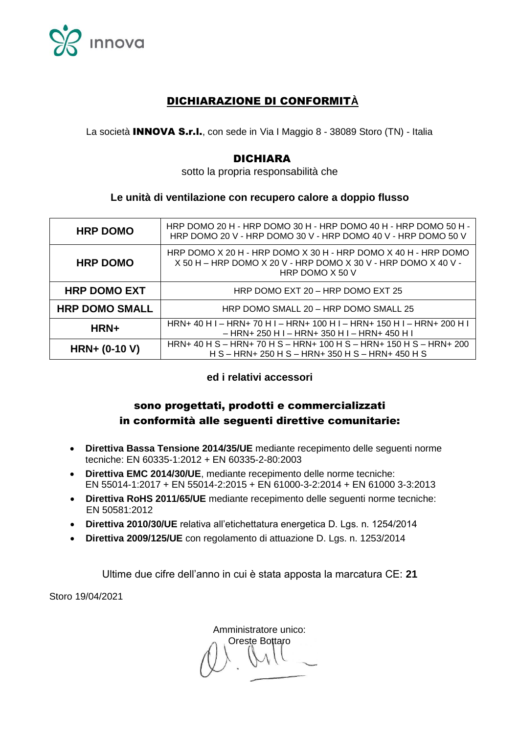# DICHIARAZIONE DI CONFORMITÀ

La società **INNOVA S.r.l.**, con sede in Via I Maggio 8 - 38089 Storo (TN) - Italia

## DICHIARA

sotto la propria responsabilità che

**Le unità di ventilazione con recupero calore a doppio flusso**

| | |
|---|---|
| **HRP DOMO** | HRP DOMO 20 H - HRP DOMO 30 H - HRP DOMO 40 H - HRP DOMO 50 H - HRP DOMO 20 V - HRP DOMO 30 V - HRP DOMO 40 V - HRP DOMO 50 V |
| **HRP DOMO** | HRP DOMO X 20 H - HRP DOMO X 30 H - HRP DOMO X 40 H - HRP DOMO X 50 H – HRP DOMO X 20 V - HRP DOMO X 30 V - HRP DOMO X 40 V - HRP DOMO X 50 V |
| **HRP DOMO EXT** | HRP DOMO EXT 20 – HRP DOMO EXT 25 |
| **HRP DOMO SMALL** | HRP DOMO SMALL 20 – HRP DOMO SMALL 25 |
| **HRN+** | HRN+ 40 H I – HRN+ 70 H I – HRN+ 100 H I – HRN+ 150 H I – HRN+ 200 H I – HRN+ 250 H I – HRN+ 350 H I – HRN+ 450 H I |
| **HRN+ (0-10 V)** | HRN+ 40 H S – HRN+ 70 H S – HRN+ 100 H S – HRN+ 150 H S – HRN+ 200 H S – HRN+ 250 H S – HRN+ 350 H S – HRN+ 450 H S |

**ed i relativi accessori**

**sono progettati, prodotti e commercializzati in conformità alle seguenti direttive comunitarie:**

- **Direttiva Bassa Tensione 2014/35/UE** mediante recepimento delle seguenti norme tecniche: EN 60335-1:2012 + EN 60335-2-80:2003
- **Direttiva EMC 2014/30/UE**, mediante recepimento delle norme tecniche: EN 55014-1:2017 + EN 55014-2:2015 + EN 61000-3-2:2014 + EN 61000 3-3:2013
- **Direttiva RoHS 2011/65/UE** mediante recepimento delle seguenti norme tecniche: EN 50581:2012
- **Direttiva 2010/30/UE** relativa all'etichettatura energetica D. Lgs. n. 1254/2014
- **Direttiva 2009/125/UE** con regolamento di attuazione D. Lgs. n. 1253/2014

Ultime due cifre dell'anno in cui è stata apposta la marcatura CE: **21**

Storo 19/04/2021

Amministratore unico:
Oreste Bottaro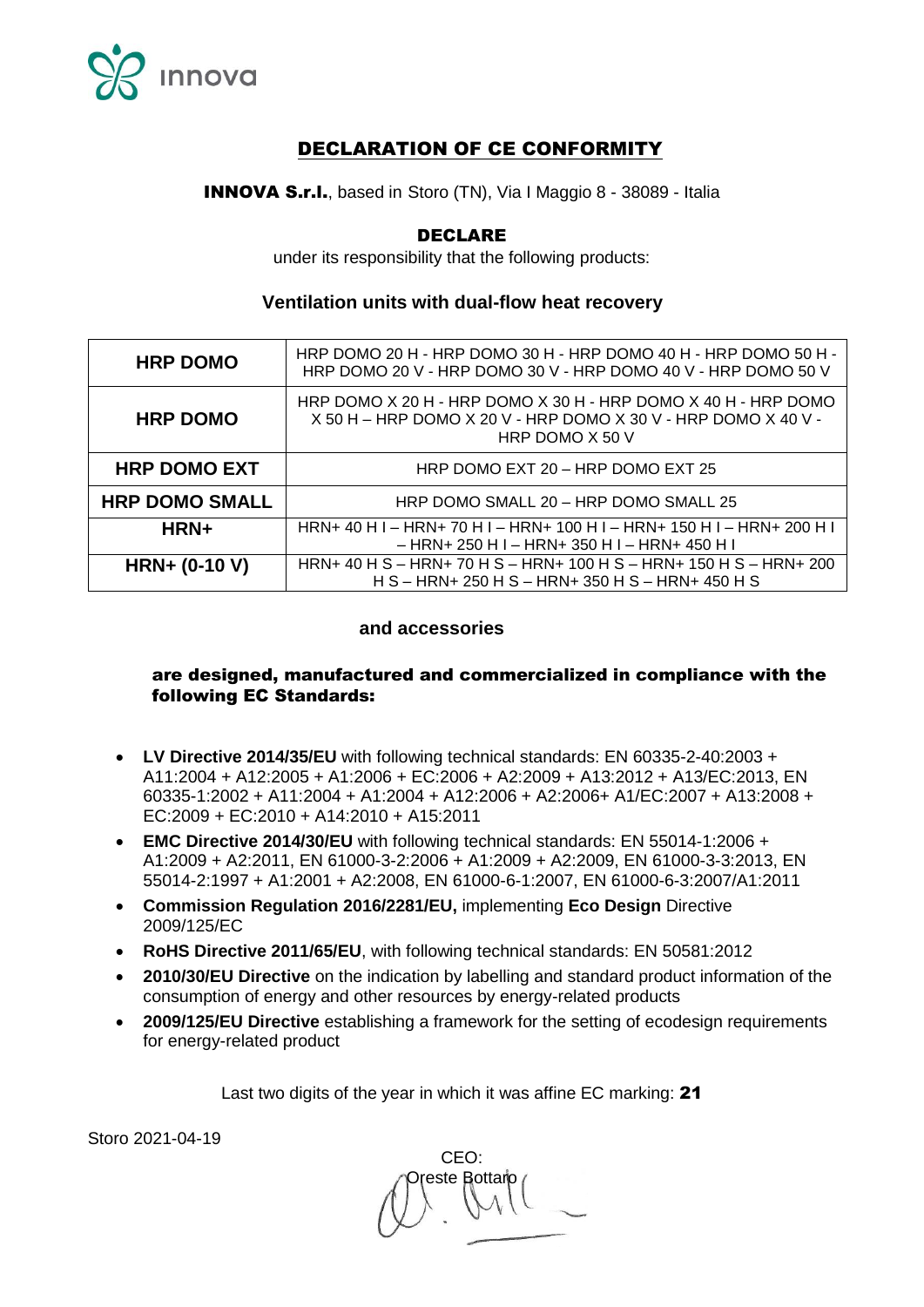innova

## DECLARATION OF CE CONFORMITY

**INNOVA S.r.l.**, based in Storo (TN), Via I Maggio 8 - 38089 - Italia

**DECLARE**

under its responsibility that the following products:

**Ventilation units with dual-flow heat recovery**

| | |
|---|---|
| **HRP DOMO** | HRP DOMO 20 H - HRP DOMO 30 H - HRP DOMO 40 H - HRP DOMO 50 H - HRP DOMO 20 V - HRP DOMO 30 V - HRP DOMO 40 V - HRP DOMO 50 V |
| **HRP DOMO** | HRP DOMO X 20 H - HRP DOMO X 30 H - HRP DOMO X 40 H - HRP DOMO X 50 H – HRP DOMO X 20 V - HRP DOMO X 30 V - HRP DOMO X 40 V - HRP DOMO X 50 V |
| **HRP DOMO EXT** | HRP DOMO EXT 20 – HRP DOMO EXT 25 |
| **HRP DOMO SMALL** | HRP DOMO SMALL 20 – HRP DOMO SMALL 25 |
| **HRN+** | HRN+ 40 H I – HRN+ 70 H I – HRN+ 100 H I – HRN+ 150 H I – HRN+ 200 H I – HRN+ 250 H I – HRN+ 350 H I – HRN+ 450 H I |
| **HRN+ (0-10 V)** | HRN+ 40 H S – HRN+ 70 H S – HRN+ 100 H S – HRN+ 150 H S – HRN+ 200 H S – HRN+ 250 H S – HRN+ 350 H S – HRN+ 450 H S |

**and accessories**

**are designed, manufactured and commercialized in compliance with the following EC Standards:**

- **LV Directive 2014/35/EU** with following technical standards: EN 60335-2-40:2003 + A11:2004 + A12:2005 + A1:2006 + EC:2006 + A2:2009 + A13:2012 + A13/EC:2013, EN 60335-1:2002 + A11:2004 + A1:2004 + A12:2006 + A2:2006+ A1/EC:2007 + A13:2008 + EC:2009 + EC:2010 + A14:2010 + A15:2011
- **EMC Directive 2014/30/EU** with following technical standards: EN 55014-1:2006 + A1:2009 + A2:2011, EN 61000-3-2:2006 + A1:2009 + A2:2009, EN 61000-3-3:2013, EN 55014-2:1997 + A1:2001 + A2:2008, EN 61000-6-1:2007, EN 61000-6-3:2007/A1:2011
- **Commission Regulation 2016/2281/EU,** implementing **Eco Design** Directive 2009/125/EC
- **RoHS Directive 2011/65/EU**, with following technical standards: EN 50581:2012
- **2010/30/EU Directive** on the indication by labelling and standard product information of the consumption of energy and other resources by energy-related products
- **2009/125/EU Directive** establishing a framework for the setting of ecodesign requirements for energy-related product

Last two digits of the year in which it was affine EC marking: **21**

Storo 2021-04-19

CEO:
Oreste Bottaro